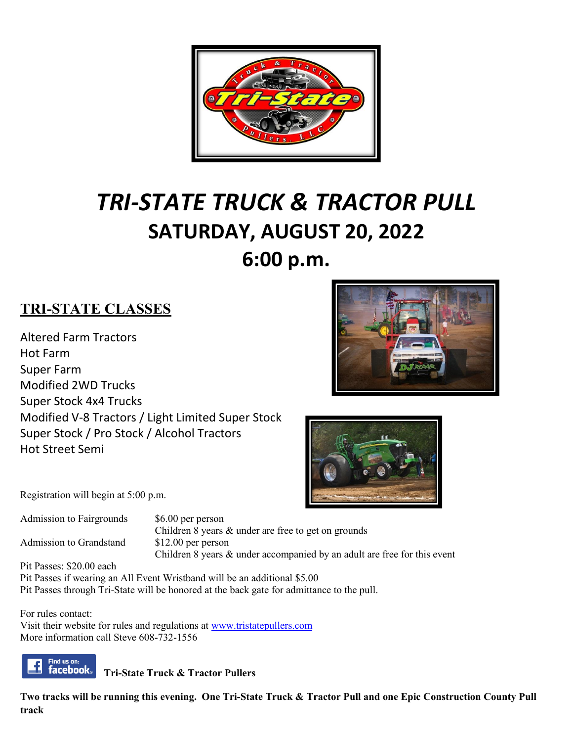# *TRI-STATE TRUCK & TRACTOR PULL*

## SATURDAY, AUGUST 20, 2022

## 6:00 p.m.

### TRI-STATE CLASSES

Altered Farm Tractors
Hot Farm
Super Farm
Modified 2WD Trucks
Super Stock 4x4 Trucks
Modified V-8 Tractors / Light Limited Super Stock
Super Stock / Pro Stock / Alcohol Tractors
Hot Street Semi

Registration will begin at 5:00 p.m.

| | |
|---|---|
| Admission to Fairgrounds | $6.00 per person<br>Children 8 years & under are free to get on grounds |
| Admission to Grandstand | $12.00 per person<br>Children 8 years & under accompanied by an adult are free for this event |

Pit Passes: $20.00 each
Pit Passes if wearing an All Event Wristband will be an additional $5.00
Pit Passes through Tri-State will be honored at the back gate for admittance to the pull.

For rules contact:
Visit their website for rules and regulations at www.tristatepullers.com
More information call Steve 608-732-1556

Find us on: facebook **Tri-State Truck & Tractor Pullers**

**Two tracks will be running this evening. One Tri-State Truck & Tractor Pull and one Epic Construction County Pull track**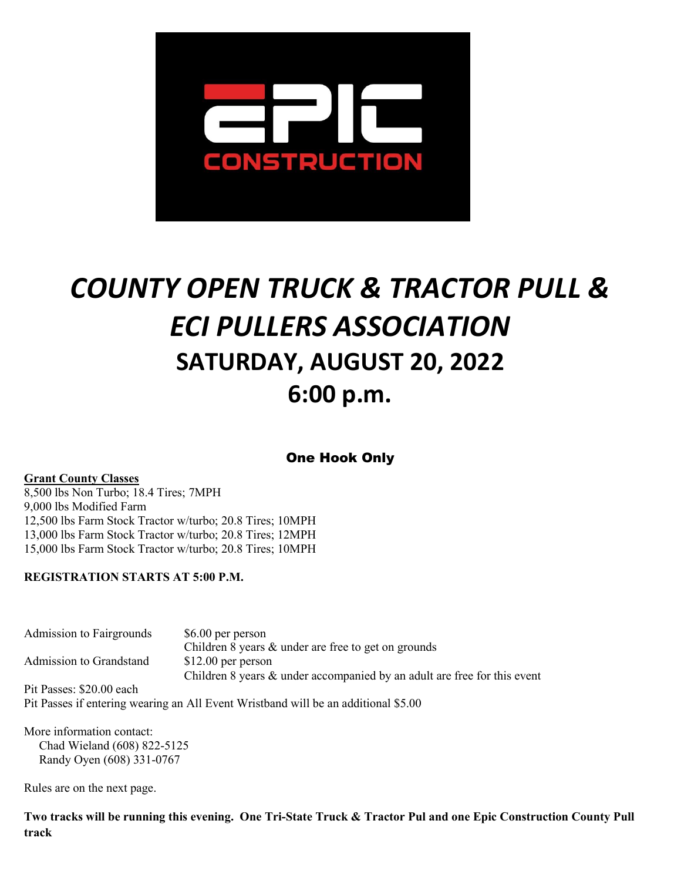# *COUNTY OPEN TRUCK & TRACTOR PULL & ECI PULLERS ASSOCIATION*

## SATURDAY, AUGUST 20, 2022

## 6:00 p.m.

**One Hook Only**

**Grant County Classes**

8,500 lbs Non Turbo; 18.4 Tires; 7MPH
9,000 lbs Modified Farm
12,500 lbs Farm Stock Tractor w/turbo; 20.8 Tires; 10MPH
13,000 lbs Farm Stock Tractor w/turbo; 20.8 Tires; 12MPH
15,000 lbs Farm Stock Tractor w/turbo; 20.8 Tires; 10MPH

**REGISTRATION STARTS AT 5:00 P.M.**

| | |
|---|---|
| Admission to Fairgrounds | $6.00 per person |
| | Children 8 years & under are free to get on grounds |
| Admission to Grandstand | $12.00 per person |
| | Children 8 years & under accompanied by an adult are free for this event |

Pit Passes: $20.00 each
Pit Passes if entering wearing an All Event Wristband will be an additional $5.00

More information contact:
Chad Wieland (608) 822-5125
Randy Oyen (608) 331-0767

Rules are on the next page.

**Two tracks will be running this evening. One Tri-State Truck & Tractor Pul and one Epic Construction County Pull track**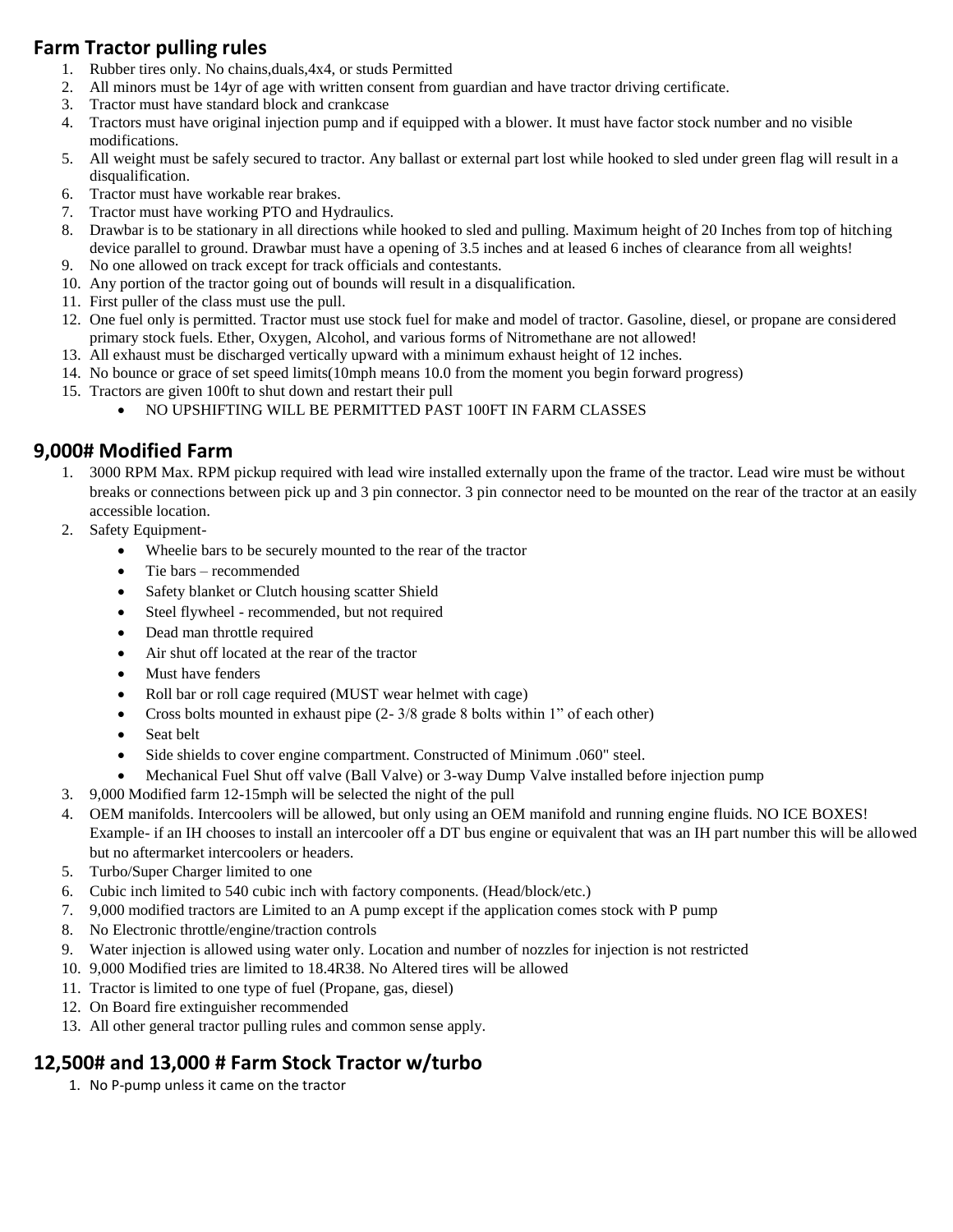## Farm Tractor pulling rules

1. Rubber tires only. No chains,duals,4x4, or studs Permitted
2. All minors must be 14yr of age with written consent from guardian and have tractor driving certificate.
3. Tractor must have standard block and crankcase
4. Tractors must have original injection pump and if equipped with a blower. It must have factor stock number and no visible modifications.
5. All weight must be safely secured to tractor. Any ballast or external part lost while hooked to sled under green flag will result in a disqualification.
6. Tractor must have workable rear brakes.
7. Tractor must have working PTO and Hydraulics.
8. Drawbar is to be stationary in all directions while hooked to sled and pulling. Maximum height of 20 Inches from top of hitching device parallel to ground. Drawbar must have a opening of 3.5 inches and at leased 6 inches of clearance from all weights!
9. No one allowed on track except for track officials and contestants.
10. Any portion of the tractor going out of bounds will result in a disqualification.
11. First puller of the class must use the pull.
12. One fuel only is permitted. Tractor must use stock fuel for make and model of tractor. Gasoline, diesel, or propane are considered primary stock fuels. Ether, Oxygen, Alcohol, and various forms of Nitromethane are not allowed!
13. All exhaust must be discharged vertically upward with a minimum exhaust height of 12 inches.
14. No bounce or grace of set speed limits(10mph means 10.0 from the moment you begin forward progress)
15. Tractors are given 100ft to shut down and restart their pull
    - NO UPSHIFTING WILL BE PERMITTED PAST 100FT IN FARM CLASSES

## 9,000# Modified Farm

1. 3000 RPM Max. RPM pickup required with lead wire installed externally upon the frame of the tractor. Lead wire must be without breaks or connections between pick up and 3 pin connector. 3 pin connector need to be mounted on the rear of the tractor at an easily accessible location.
2. Safety Equipment-
    - Wheelie bars to be securely mounted to the rear of the tractor
    - Tie bars – recommended
    - Safety blanket or Clutch housing scatter Shield
    - Steel flywheel - recommended, but not required
    - Dead man throttle required
    - Air shut off located at the rear of the tractor
    - Must have fenders
    - Roll bar or roll cage required (MUST wear helmet with cage)
    - Cross bolts mounted in exhaust pipe (2- 3/8 grade 8 bolts within 1" of each other)
    - Seat belt
    - Side shields to cover engine compartment. Constructed of Minimum .060" steel.
    - Mechanical Fuel Shut off valve (Ball Valve) or 3-way Dump Valve installed before injection pump
3. 9,000 Modified farm 12-15mph will be selected the night of the pull
4. OEM manifolds. Intercoolers will be allowed, but only using an OEM manifold and running engine fluids. NO ICE BOXES! Example- if an IH chooses to install an intercooler off a DT bus engine or equivalent that was an IH part number this will be allowed but no aftermarket intercoolers or headers.
5. Turbo/Super Charger limited to one
6. Cubic inch limited to 540 cubic inch with factory components. (Head/block/etc.)
7. 9,000 modified tractors are Limited to an A pump except if the application comes stock with P pump
8. No Electronic throttle/engine/traction controls
9. Water injection is allowed using water only. Location and number of nozzles for injection is not restricted
10. 9,000 Modified tries are limited to 18.4R38. No Altered tires will be allowed
11. Tractor is limited to one type of fuel (Propane, gas, diesel)
12. On Board fire extinguisher recommended
13. All other general tractor pulling rules and common sense apply.

## 12,500# and 13,000 # Farm Stock Tractor w/turbo

1. No P-pump unless it came on the tractor